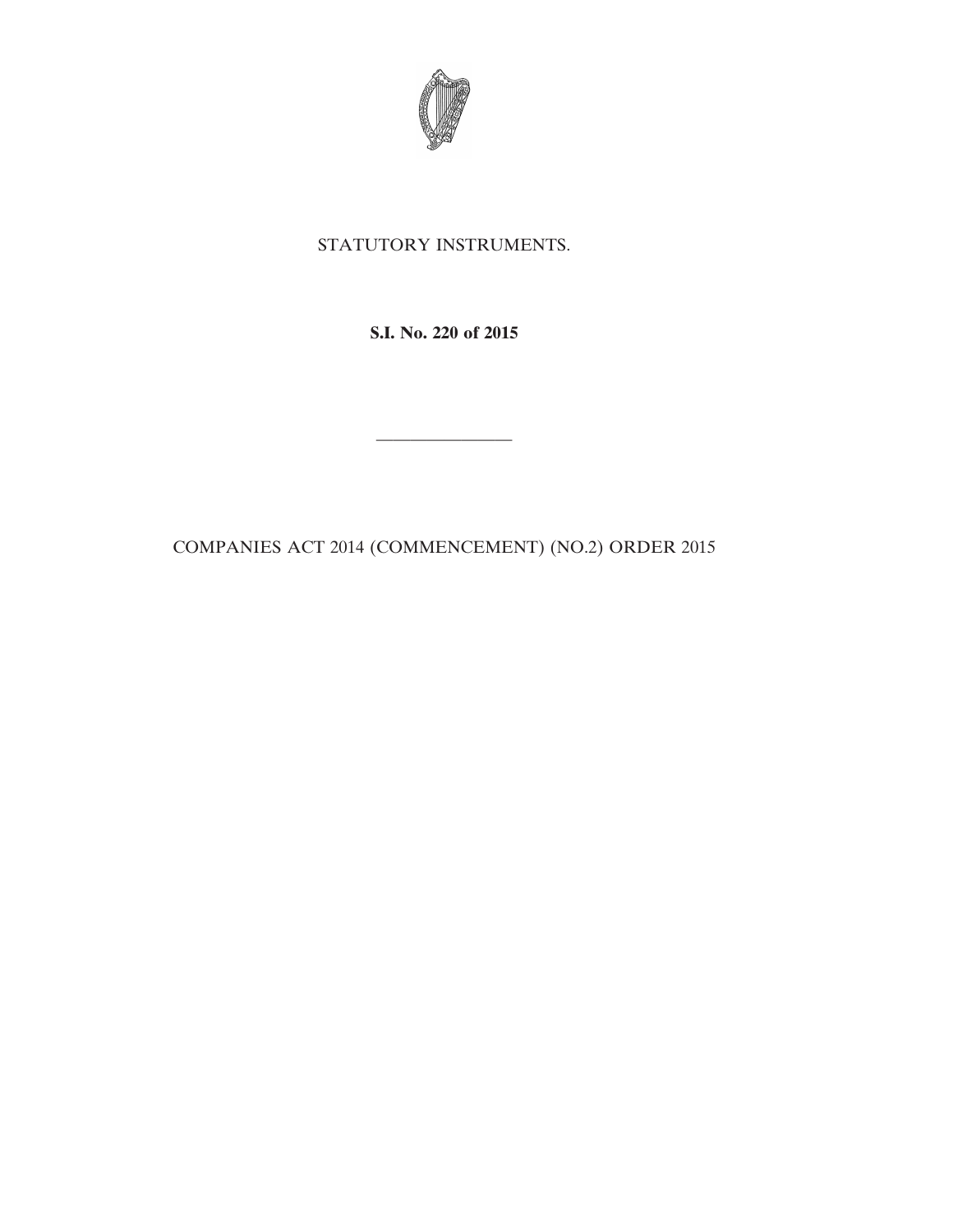STATUTORY INSTRUMENTS.

**S.I. No. 220 of 2015**

---

COMPANIES ACT 2014 (COMMENCEMENT) (NO.2) ORDER 2015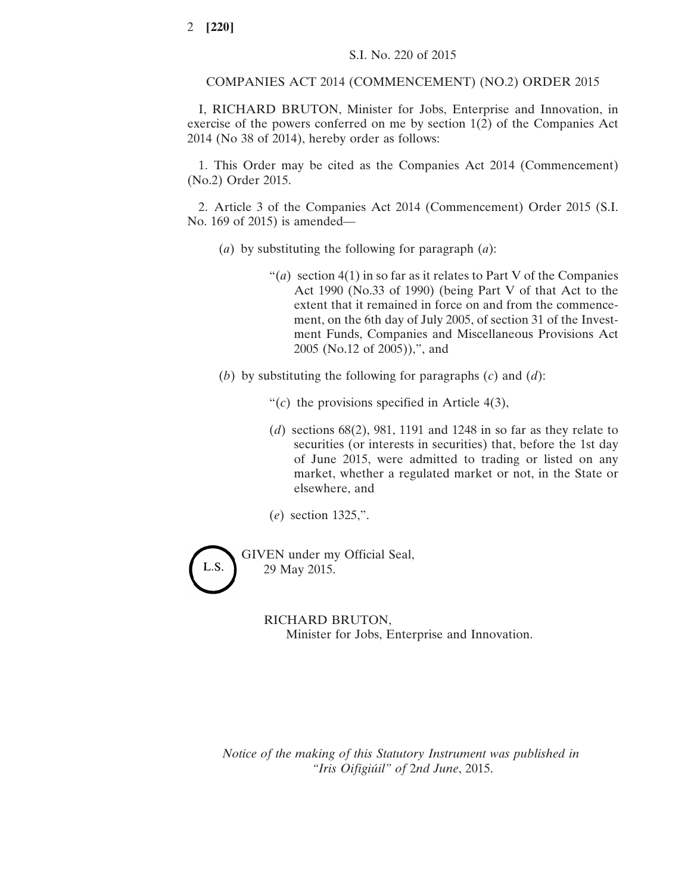S.I. No. 220 of 2015

COMPANIES ACT 2014 (COMMENCEMENT) (NO.2) ORDER 2015

I, RICHARD BRUTON, Minister for Jobs, Enterprise and Innovation, in exercise of the powers conferred on me by section 1(2) of the Companies Act 2014 (No 38 of 2014), hereby order as follows:

1. This Order may be cited as the Companies Act 2014 (Commencement) (No.2) Order 2015.

2. Article 3 of the Companies Act 2014 (Commencement) Order 2015 (S.I. No. 169 of 2015) is amended—

(*a*) by substituting the following for paragraph (*a*):

"(*a*) section 4(1) in so far as it relates to Part V of the Companies Act 1990 (No.33 of 1990) (being Part V of that Act to the extent that it remained in force on and from the commencement, on the 6th day of July 2005, of section 31 of the Investment Funds, Companies and Miscellaneous Provisions Act 2005 (No.12 of 2005)),", and

(*b*) by substituting the following for paragraphs (*c*) and (*d*):

"(*c*) the provisions specified in Article 4(3),

(*d*) sections 68(2), 981, 1191 and 1248 in so far as they relate to securities (or interests in securities) that, before the 1st day of June 2015, were admitted to trading or listed on any market, whether a regulated market or not, in the State or elsewhere, and

(*e*) section 1325,".

L.S.

GIVEN under my Official Seal,
29 May 2015.

RICHARD BRUTON,
Minister for Jobs, Enterprise and Innovation.

*Notice of the making of this Statutory Instrument was published in "Iris Oifigiúil" of 2nd June, 2015.*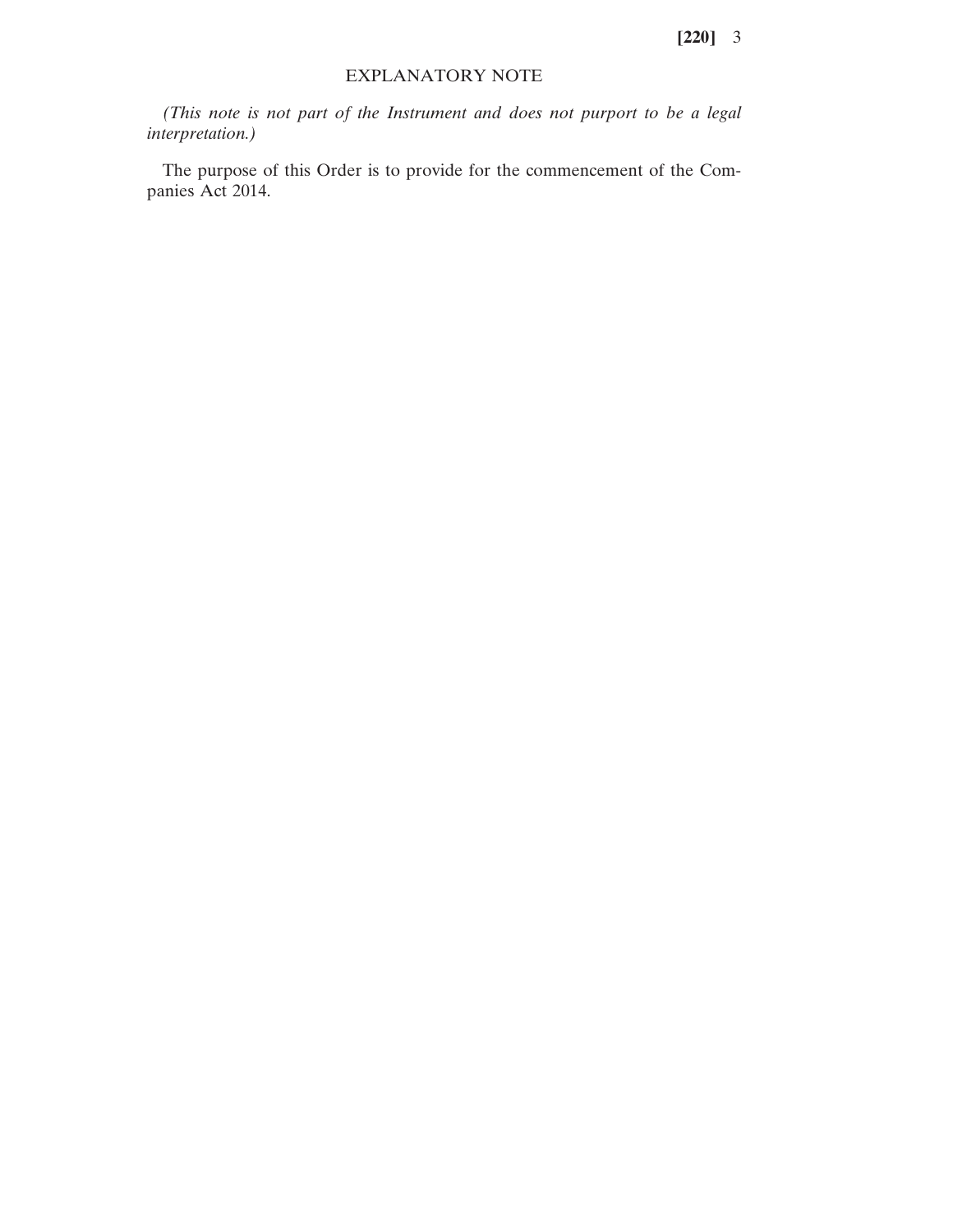## EXPLANATORY NOTE

*(This note is not part of the Instrument and does not purport to be a legal interpretation.)*

The purpose of this Order is to provide for the commencement of the Companies Act 2014.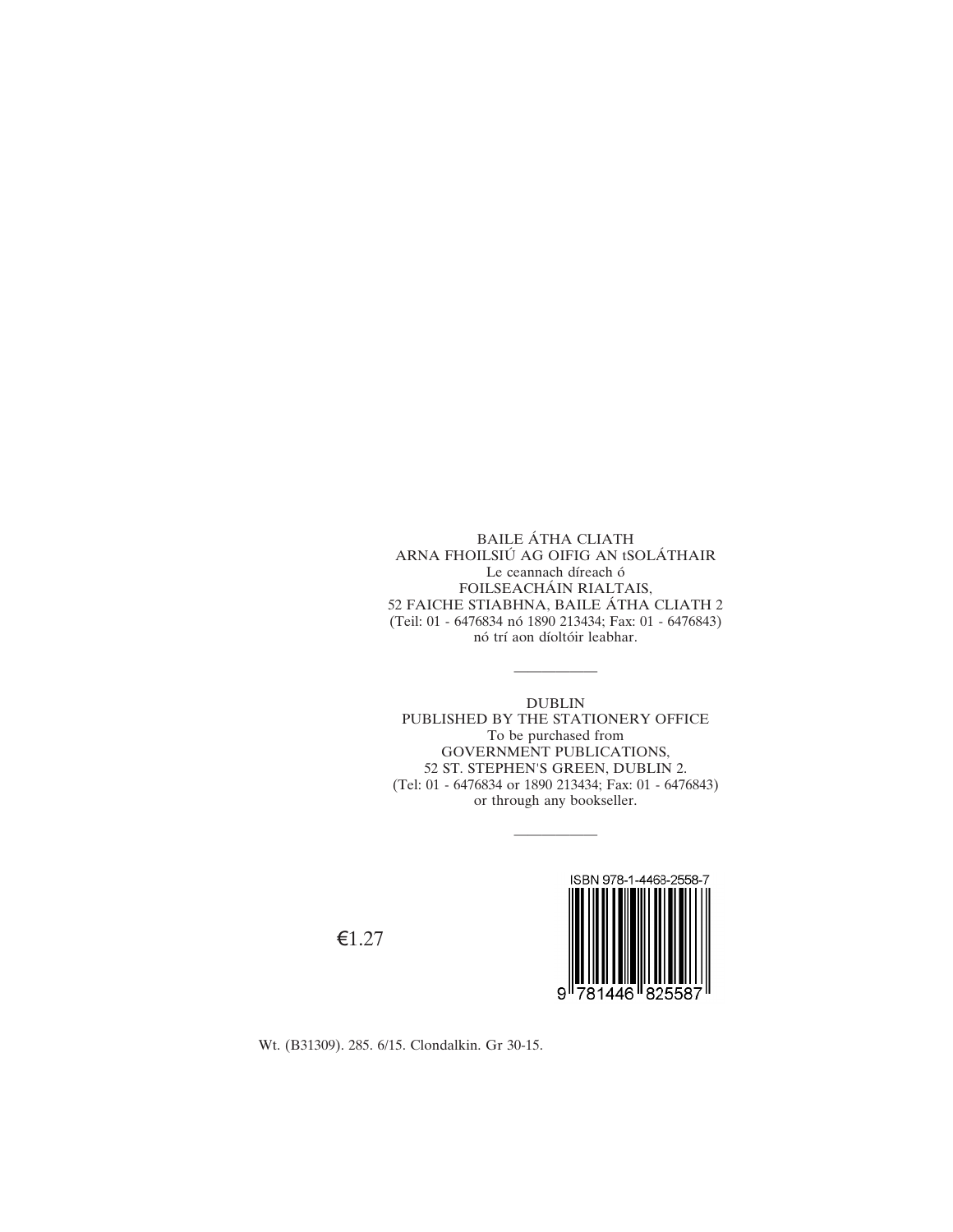BAILE ÁTHA CLIATH
ARNA FHOILSIÚ AG OIFIG AN tSOLÁTHAIR
Le ceannach díreach ó
FOILSEACHÁIN RIALTAIS,
52 FAICHE STIABHNA, BAILE ÁTHA CLIATH 2
(Teil: 01 - 6476834 nó 1890 213434; Fax: 01 - 6476843)
nó trí aon díoltóir leabhar.

---

DUBLIN
PUBLISHED BY THE STATIONERY OFFICE
To be purchased from
GOVERNMENT PUBLICATIONS,
52 ST. STEPHEN'S GREEN, DUBLIN 2.
(Tel: 01 - 6476834 or 1890 213434; Fax: 01 - 6476843)
or through any bookseller.

---

ISBN 978-1-4468-2558-7

9 781446 825587

€1.27

Wt. (B31309). 285. 6/15. Clondalkin. Gr 30-15.